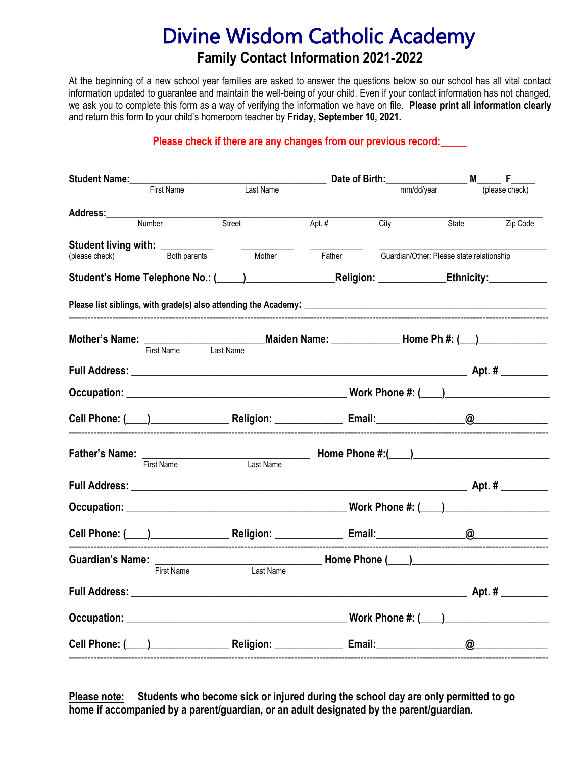# Divine Wisdom Catholic Academy

## Family Contact Information 2021-2022

At the beginning of a new school year families are asked to answer the questions below so our school has all vital contact information updated to guarantee and maintain the well-being of your child. Even if your contact information has not changed, we ask you to complete this form as a way of verifying the information we have on file. **Please print all information clearly** and return this form to your child's homeroom teacher by **Friday, September 10, 2021.**

**Please check if there are any changes from our previous record:_____**

**Student Name:**_________________________________________ **Date of Birth:**________________ **M**_____ **F**_____
First Name Last Name mm/dd/year (please check)

**Address:**____________________________________________________________________________________
Number Street Apt. # City State Zip Code

**Student living with:** __________ __________ __________ ______________________________
(please check) Both parents Mother Father Guardian/Other: Please state relationship

**Student's Home Telephone No.: (_____)________________Religion: _____________Ethnicity:___________**

**Please list siblings, with grade(s) also attending the Academy:** ________________________________________________

---

**Mother's Name:** _____________________**Maiden Name:** ____________ **Home Ph #: (___)**_____________
First Name Last Name

**Full Address:** ____________________________________________________________ **Apt. #** _________

**Occupation:** ________________________________________ **Work Phone #: (____)**___________________

**Cell Phone: (____)**______________ **Religion:** ____________ **Email:**________________@_____________

---

**Father's Name:** ______________________________ **Home Phone #:(____)**________________________
First Name Last Name

**Full Address:** ____________________________________________________________ **Apt. #** _________

**Occupation:** ________________________________________ **Work Phone #: (____)**___________________

**Cell Phone: (____)**______________ **Religion:** ____________ **Email:**________________@_____________

---

**Guardian's Name:** ______________________________ **Home Phone (____)**________________________
First Name Last Name

**Full Address:** ____________________________________________________________ **Apt. #** _________

**Occupation:** ________________________________________ **Work Phone #: (____)**___________________

**Cell Phone: (____)**______________ **Religion:** ____________ **Email:**________________@_____________

---

**<u>Please note:</u> Students who become sick or injured during the school day are only permitted to go home if accompanied by a parent/guardian, or an adult designated by the parent/guardian.**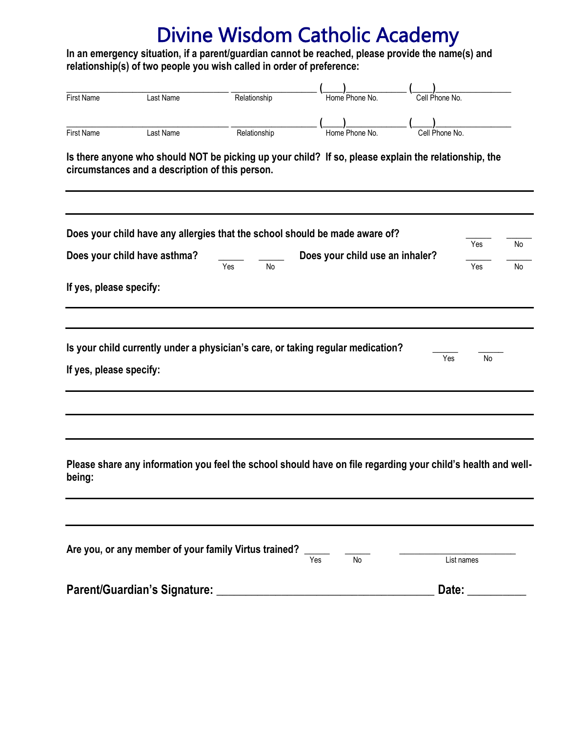# Divine Wisdom Catholic Academy

**In an emergency situation, if a parent/guardian cannot be reached, please provide the name(s) and relationship(s) of two people you wish called in order of preference:**

| First Name | Last Name | Relationship | Home Phone No. | Cell Phone No. |
|---|---|---|---|---|
| | | | ( ) | ( ) |
| | | | ( ) | ( ) |

**Is there anyone who should NOT be picking up your child? If so, please explain the relationship, the circumstances and a description of this person.**

______________________________________________________________________

______________________________________________________________________

**Does your child have any allergies that the school should be made aware of?** _____ Yes _____ No

**Does your child have asthma?** _____ Yes _____ No **Does your child use an inhaler?** _____ Yes _____ No

**If yes, please specify:**

______________________________________________________________________

______________________________________________________________________

**Is your child currently under a physician's care, or taking regular medication?** _____ Yes _____ No

**If yes, please specify:**

______________________________________________________________________

______________________________________________________________________

______________________________________________________________________

**Please share any information you feel the school should have on file regarding your child's health and well-being:**

______________________________________________________________________

______________________________________________________________________

**Are you, or any member of your family Virtus trained?** _____ Yes _____ No ______________________ List names

**Parent/Guardian's Signature:** ___________________________________ **Date:** __________